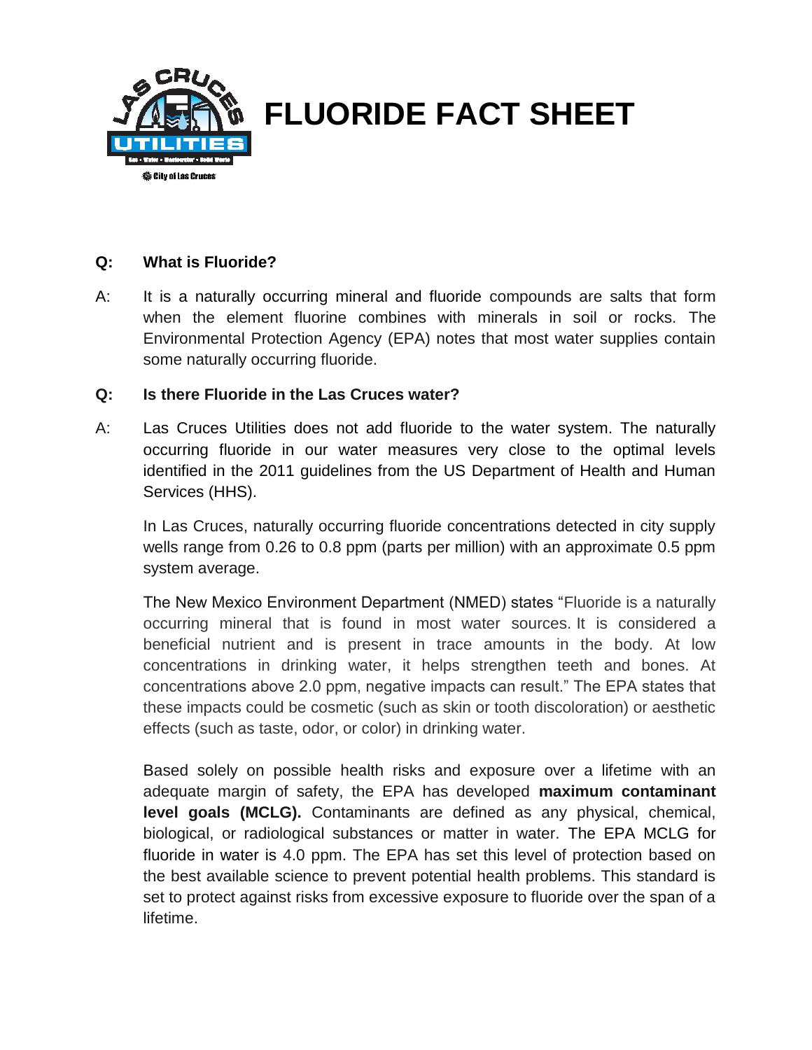# FLUORIDE FACT SHEET

**Q: What is Fluoride?**

A: It is a naturally occurring mineral and fluoride compounds are salts that form when the element fluorine combines with minerals in soil or rocks. The Environmental Protection Agency (EPA) notes that most water supplies contain some naturally occurring fluoride.

**Q: Is there Fluoride in the Las Cruces water?**

A: Las Cruces Utilities does not add fluoride to the water system. The naturally occurring fluoride in our water measures very close to the optimal levels identified in the 2011 guidelines from the US Department of Health and Human Services (HHS).

In Las Cruces, naturally occurring fluoride concentrations detected in city supply wells range from 0.26 to 0.8 ppm (parts per million) with an approximate 0.5 ppm system average.

The New Mexico Environment Department (NMED) states "Fluoride is a naturally occurring mineral that is found in most water sources. It is considered a beneficial nutrient and is present in trace amounts in the body. At low concentrations in drinking water, it helps strengthen teeth and bones. At concentrations above 2.0 ppm, negative impacts can result." The EPA states that these impacts could be cosmetic (such as skin or tooth discoloration) or aesthetic effects (such as taste, odor, or color) in drinking water.

Based solely on possible health risks and exposure over a lifetime with an adequate margin of safety, the EPA has developed **maximum contaminant level goals (MCLG).** Contaminants are defined as any physical, chemical, biological, or radiological substances or matter in water. The EPA MCLG for fluoride in water is 4.0 ppm. The EPA has set this level of protection based on the best available science to prevent potential health problems. This standard is set to protect against risks from excessive exposure to fluoride over the span of a lifetime.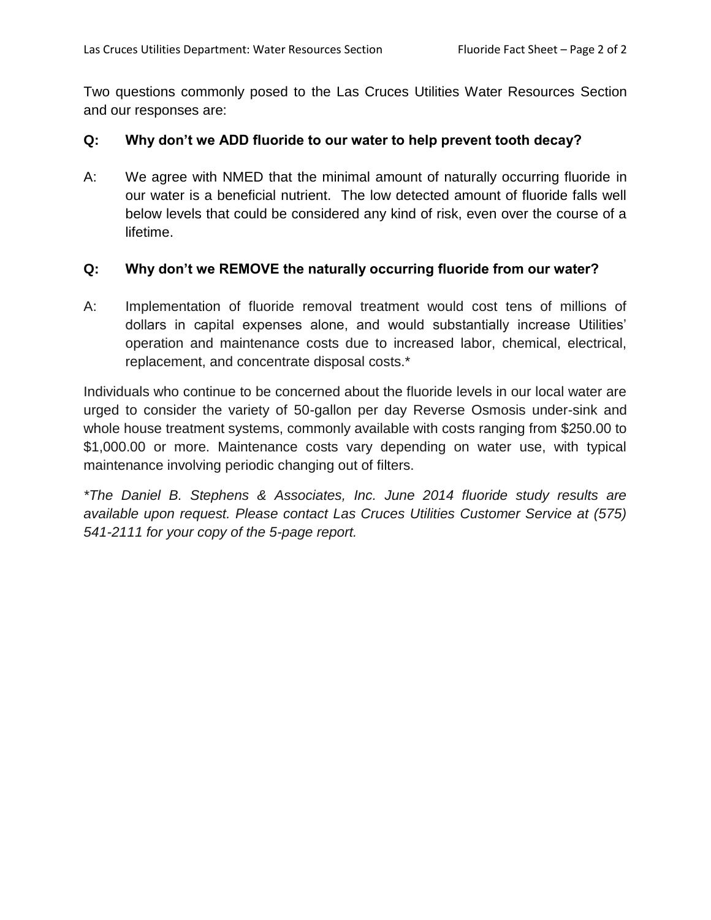Two questions commonly posed to the Las Cruces Utilities Water Resources Section and our responses are:

**Q: Why don't we ADD fluoride to our water to help prevent tooth decay?**

A: We agree with NMED that the minimal amount of naturally occurring fluoride in our water is a beneficial nutrient. The low detected amount of fluoride falls well below levels that could be considered any kind of risk, even over the course of a lifetime.

**Q: Why don't we REMOVE the naturally occurring fluoride from our water?**

A: Implementation of fluoride removal treatment would cost tens of millions of dollars in capital expenses alone, and would substantially increase Utilities' operation and maintenance costs due to increased labor, chemical, electrical, replacement, and concentrate disposal costs.*

Individuals who continue to be concerned about the fluoride levels in our local water are urged to consider the variety of 50-gallon per day Reverse Osmosis under-sink and whole house treatment systems, commonly available with costs ranging from $250.00 to $1,000.00 or more. Maintenance costs vary depending on water use, with typical maintenance involving periodic changing out of filters.

*\*The Daniel B. Stephens & Associates, Inc. June 2014 fluoride study results are available upon request. Please contact Las Cruces Utilities Customer Service at (575) 541-2111 for your copy of the 5-page report.*